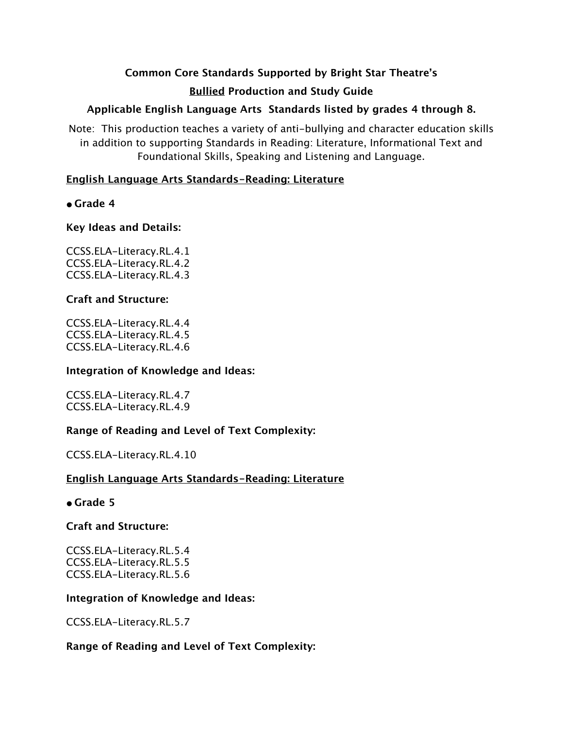**Common Core Standards Supported by Bright Star Theatre's**

**Bullied Production and Study Guide**

**Applicable English Language Arts Standards listed by grades 4 through 8.**

Note: This production teaches a variety of anti-bullying and character education skills in addition to supporting Standards in Reading: Literature, Informational Text and Foundational Skills, Speaking and Listening and Language.

**English Language Arts Standards-Reading: Literature**

- **Grade 4**

**Key Ideas and Details:**

CCSS.ELA-Literacy.RL.4.1
CCSS.ELA-Literacy.RL.4.2
CCSS.ELA-Literacy.RL.4.3

**Craft and Structure:**

CCSS.ELA-Literacy.RL.4.4
CCSS.ELA-Literacy.RL.4.5
CCSS.ELA-Literacy.RL.4.6

**Integration of Knowledge and Ideas:**

CCSS.ELA-Literacy.RL.4.7
CCSS.ELA-Literacy.RL.4.9

**Range of Reading and Level of Text Complexity:**

CCSS.ELA-Literacy.RL.4.10

**English Language Arts Standards-Reading: Literature**

- **Grade 5**

**Craft and Structure:**

CCSS.ELA-Literacy.RL.5.4
CCSS.ELA-Literacy.RL.5.5
CCSS.ELA-Literacy.RL.5.6

**Integration of Knowledge and Ideas:**

CCSS.ELA-Literacy.RL.5.7

**Range of Reading and Level of Text Complexity:**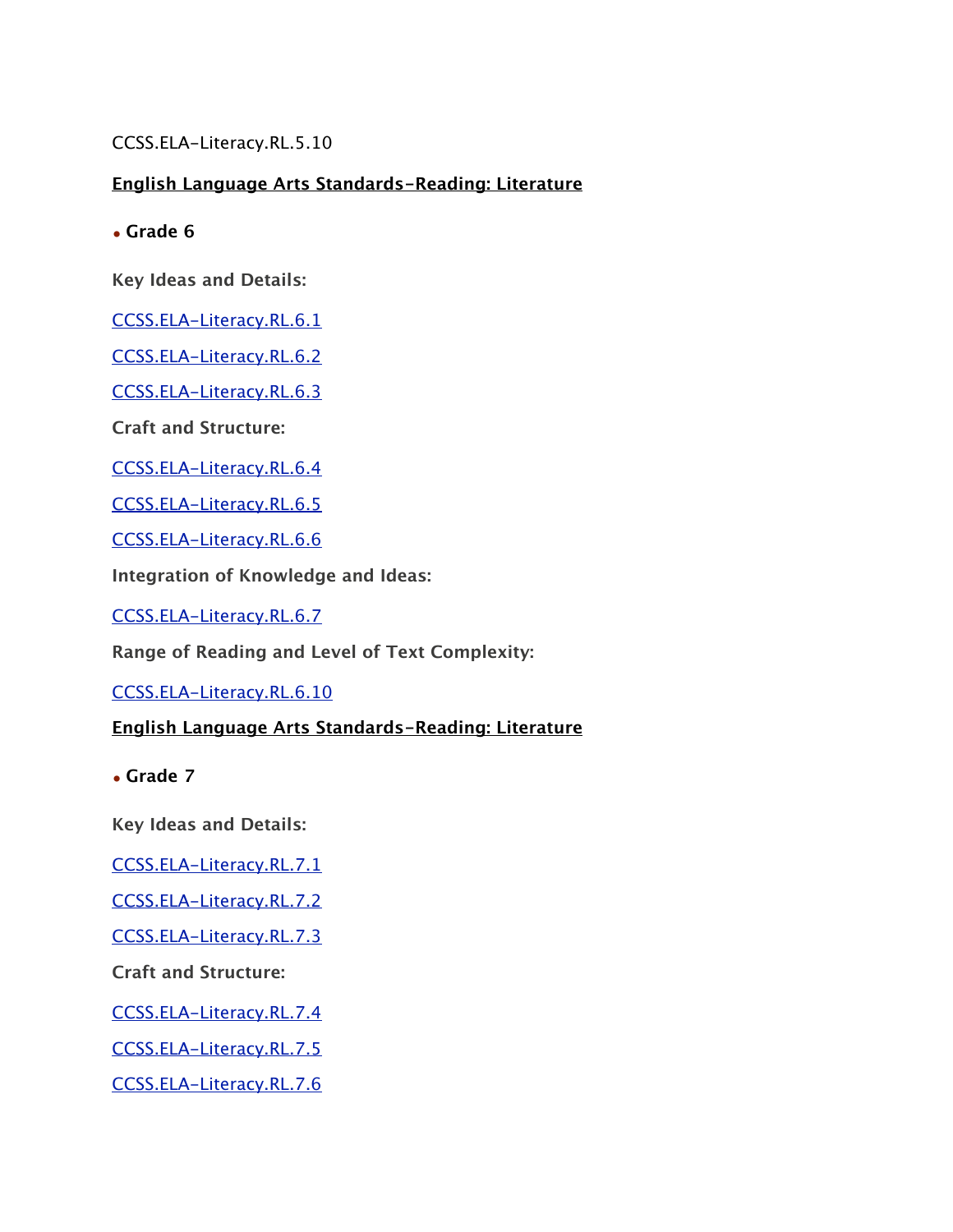CCSS.ELA-Literacy.RL.5.10

**English Language Arts Standards-Reading: Literature**

- **Grade 6**

**Key Ideas and Details:**

CCSS.ELA-Literacy.RL.6.1

CCSS.ELA-Literacy.RL.6.2

CCSS.ELA-Literacy.RL.6.3

**Craft and Structure:**

CCSS.ELA-Literacy.RL.6.4

CCSS.ELA-Literacy.RL.6.5

CCSS.ELA-Literacy.RL.6.6

**Integration of Knowledge and Ideas:**

CCSS.ELA-Literacy.RL.6.7

**Range of Reading and Level of Text Complexity:**

CCSS.ELA-Literacy.RL.6.10

**English Language Arts Standards-Reading: Literature**

- **Grade 7**

**Key Ideas and Details:**

CCSS.ELA-Literacy.RL.7.1

CCSS.ELA-Literacy.RL.7.2

CCSS.ELA-Literacy.RL.7.3

**Craft and Structure:**

CCSS.ELA-Literacy.RL.7.4

CCSS.ELA-Literacy.RL.7.5

CCSS.ELA-Literacy.RL.7.6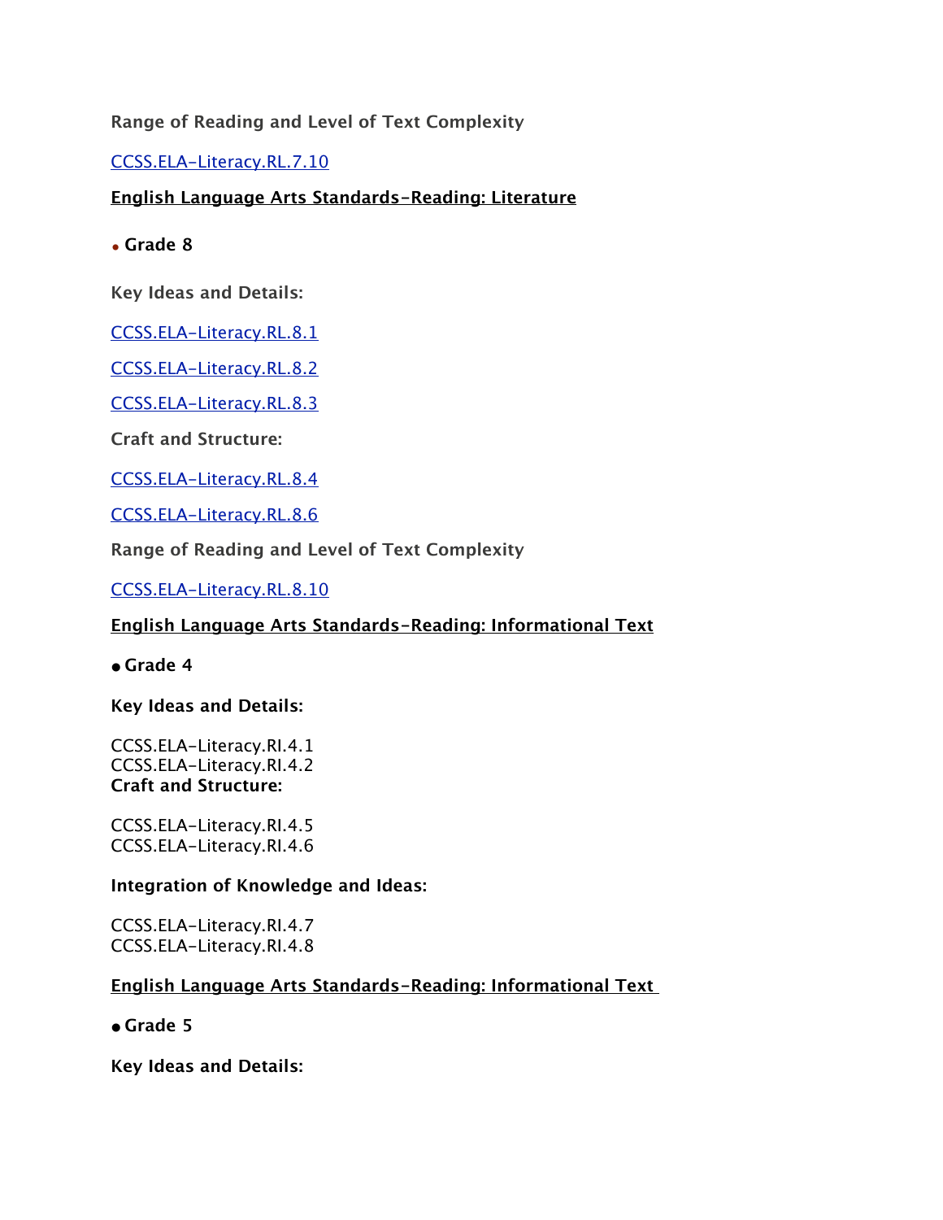**Range of Reading and Level of Text Complexity**

CCSS.ELA-Literacy.RL.7.10

**English Language Arts Standards-Reading: Literature**

- **Grade 8**

**Key Ideas and Details:**

CCSS.ELA-Literacy.RL.8.1

CCSS.ELA-Literacy.RL.8.2

CCSS.ELA-Literacy.RL.8.3

**Craft and Structure:**

CCSS.ELA-Literacy.RL.8.4

CCSS.ELA-Literacy.RL.8.6

**Range of Reading and Level of Text Complexity**

CCSS.ELA-Literacy.RL.8.10

**English Language Arts Standards-Reading: Informational Text**

- **Grade 4**

**Key Ideas and Details:**

CCSS.ELA-Literacy.RI.4.1
CCSS.ELA-Literacy.RI.4.2

**Craft and Structure:**

CCSS.ELA-Literacy.RI.4.5
CCSS.ELA-Literacy.RI.4.6

**Integration of Knowledge and Ideas:**

CCSS.ELA-Literacy.RI.4.7
CCSS.ELA-Literacy.RI.4.8

**English Language Arts Standards-Reading: Informational Text**

- **Grade 5**

**Key Ideas and Details:**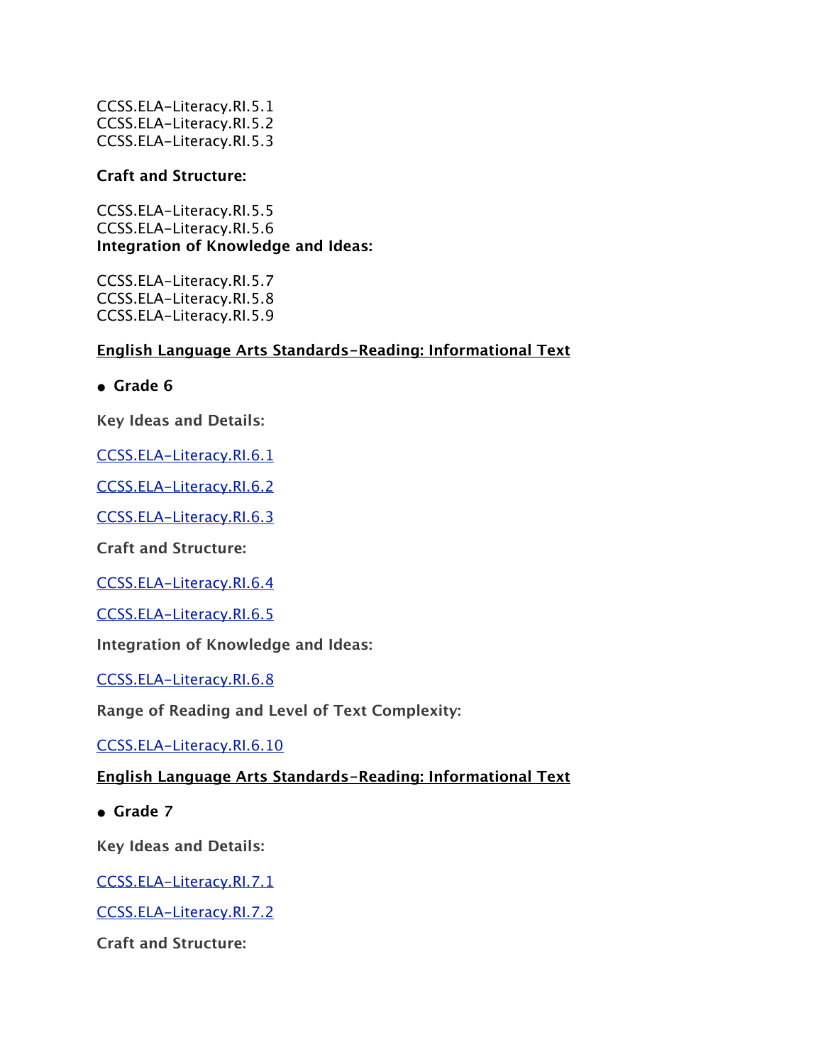CCSS.ELA-Literacy.RI.5.1
CCSS.ELA-Literacy.RI.5.2
CCSS.ELA-Literacy.RI.5.3

**Craft and Structure:**

CCSS.ELA-Literacy.RI.5.5
CCSS.ELA-Literacy.RI.5.6

**Integration of Knowledge and Ideas:**

CCSS.ELA-Literacy.RI.5.7
CCSS.ELA-Literacy.RI.5.8
CCSS.ELA-Literacy.RI.5.9

**English Language Arts Standards-Reading: Informational Text**

- **Grade 6**

**Key Ideas and Details:**

CCSS.ELA-Literacy.RI.6.1

CCSS.ELA-Literacy.RI.6.2

CCSS.ELA-Literacy.RI.6.3

**Craft and Structure:**

CCSS.ELA-Literacy.RI.6.4

CCSS.ELA-Literacy.RI.6.5

**Integration of Knowledge and Ideas:**

CCSS.ELA-Literacy.RI.6.8

**Range of Reading and Level of Text Complexity:**

CCSS.ELA-Literacy.RI.6.10

**English Language Arts Standards-Reading: Informational Text**

- **Grade 7**

**Key Ideas and Details:**

CCSS.ELA-Literacy.RI.7.1

CCSS.ELA-Literacy.RI.7.2

**Craft and Structure:**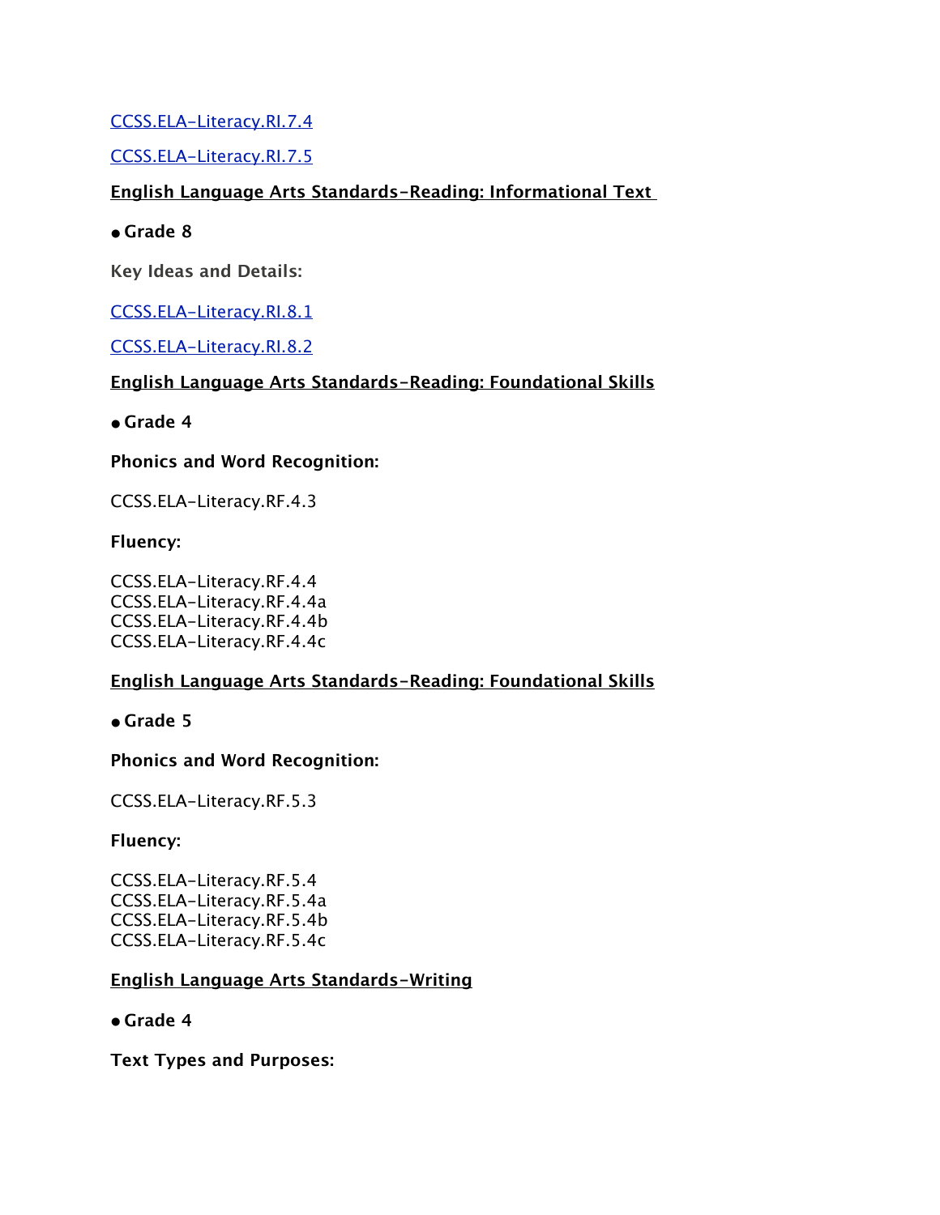[CCSS.ELA-Literacy.RI.7.4]()

[CCSS.ELA-Literacy.RI.7.5]()

**English Language Arts Standards-Reading: Informational Text**

- **Grade 8**

**Key Ideas and Details:**

[CCSS.ELA-Literacy.RI.8.1]()

[CCSS.ELA-Literacy.RI.8.2]()

**English Language Arts Standards-Reading: Foundational Skills**

- **Grade 4**

**Phonics and Word Recognition:**

CCSS.ELA-Literacy.RF.4.3

**Fluency:**

CCSS.ELA-Literacy.RF.4.4
CCSS.ELA-Literacy.RF.4.4a
CCSS.ELA-Literacy.RF.4.4b
CCSS.ELA-Literacy.RF.4.4c

**English Language Arts Standards-Reading: Foundational Skills**

- **Grade 5**

**Phonics and Word Recognition:**

CCSS.ELA-Literacy.RF.5.3

**Fluency:**

CCSS.ELA-Literacy.RF.5.4
CCSS.ELA-Literacy.RF.5.4a
CCSS.ELA-Literacy.RF.5.4b
CCSS.ELA-Literacy.RF.5.4c

**English Language Arts Standards-Writing**

- **Grade 4**

**Text Types and Purposes:**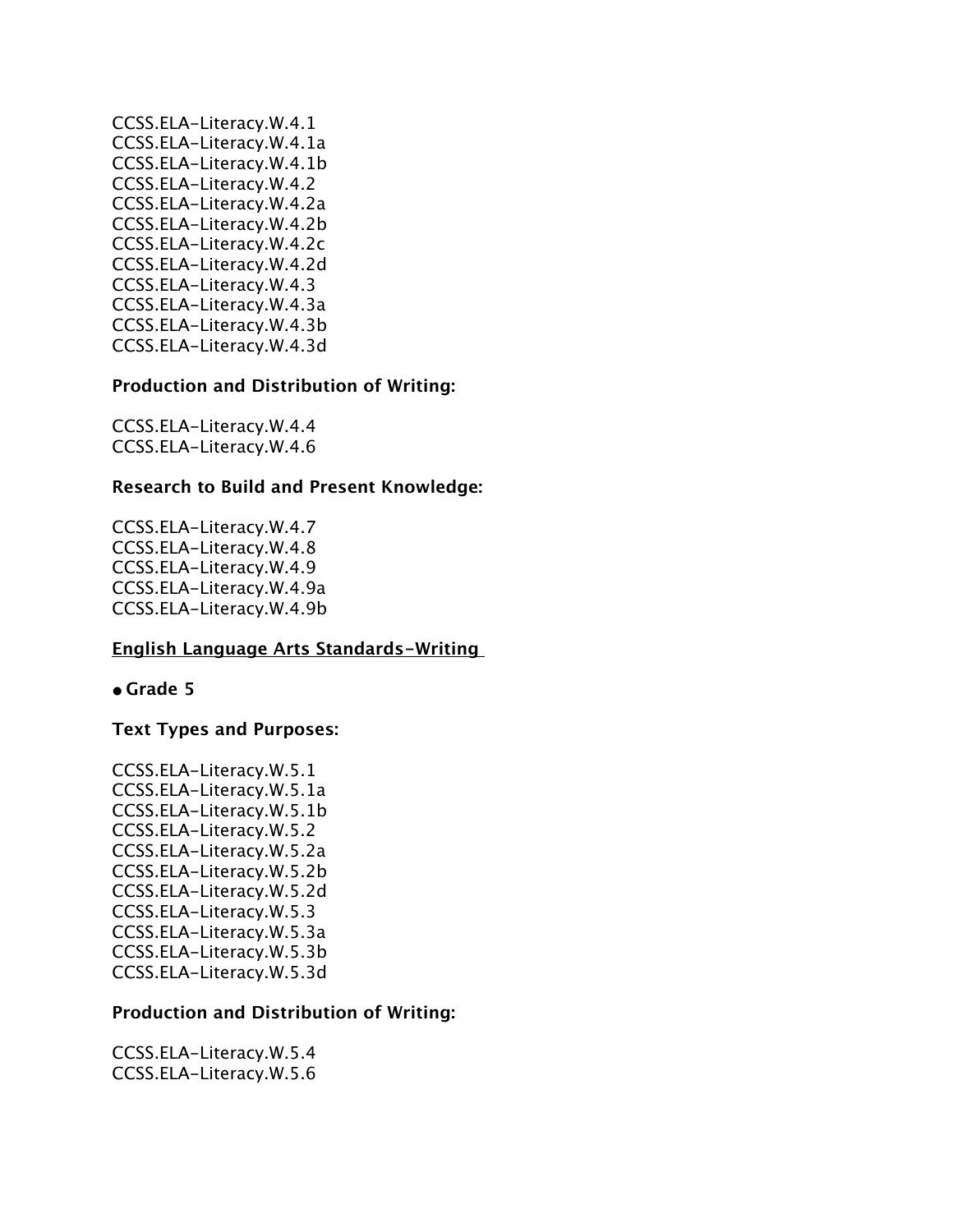CCSS.ELA-Literacy.W.4.1
CCSS.ELA-Literacy.W.4.1a
CCSS.ELA-Literacy.W.4.1b
CCSS.ELA-Literacy.W.4.2
CCSS.ELA-Literacy.W.4.2a
CCSS.ELA-Literacy.W.4.2b
CCSS.ELA-Literacy.W.4.2c
CCSS.ELA-Literacy.W.4.2d
CCSS.ELA-Literacy.W.4.3
CCSS.ELA-Literacy.W.4.3a
CCSS.ELA-Literacy.W.4.3b
CCSS.ELA-Literacy.W.4.3d

**Production and Distribution of Writing:**

CCSS.ELA-Literacy.W.4.4
CCSS.ELA-Literacy.W.4.6

**Research to Build and Present Knowledge:**

CCSS.ELA-Literacy.W.4.7
CCSS.ELA-Literacy.W.4.8
CCSS.ELA-Literacy.W.4.9
CCSS.ELA-Literacy.W.4.9a
CCSS.ELA-Literacy.W.4.9b

**English Language Arts Standards-Writing**

- **Grade 5**

**Text Types and Purposes:**

CCSS.ELA-Literacy.W.5.1
CCSS.ELA-Literacy.W.5.1a
CCSS.ELA-Literacy.W.5.1b
CCSS.ELA-Literacy.W.5.2
CCSS.ELA-Literacy.W.5.2a
CCSS.ELA-Literacy.W.5.2b
CCSS.ELA-Literacy.W.5.2d
CCSS.ELA-Literacy.W.5.3
CCSS.ELA-Literacy.W.5.3a
CCSS.ELA-Literacy.W.5.3b
CCSS.ELA-Literacy.W.5.3d

**Production and Distribution of Writing:**

CCSS.ELA-Literacy.W.5.4
CCSS.ELA-Literacy.W.5.6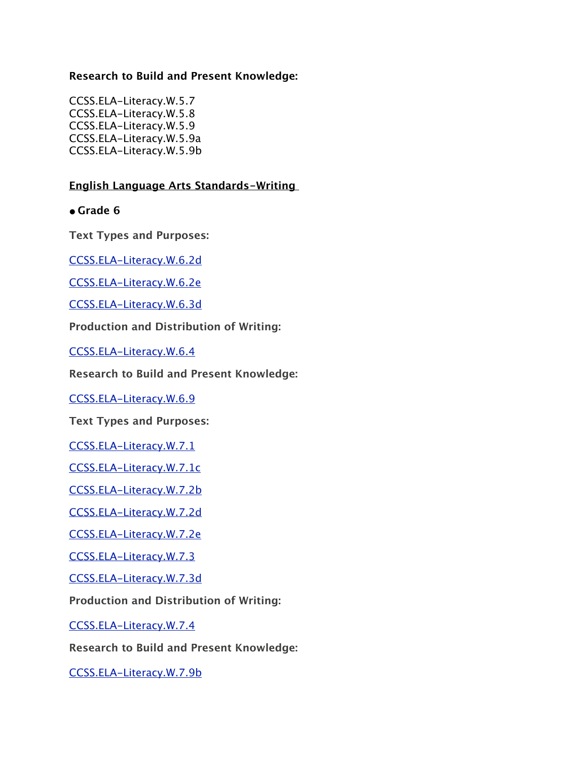**Research to Build and Present Knowledge:**

CCSS.ELA-Literacy.W.5.7
CCSS.ELA-Literacy.W.5.8
CCSS.ELA-Literacy.W.5.9
CCSS.ELA-Literacy.W.5.9a
CCSS.ELA-Literacy.W.5.9b

**English Language Arts Standards-Writing**

- **Grade 6**

**Text Types and Purposes:**

CCSS.ELA-Literacy.W.6.2d

CCSS.ELA-Literacy.W.6.2e

CCSS.ELA-Literacy.W.6.3d

**Production and Distribution of Writing:**

CCSS.ELA-Literacy.W.6.4

**Research to Build and Present Knowledge:**

CCSS.ELA-Literacy.W.6.9

**Text Types and Purposes:**

CCSS.ELA-Literacy.W.7.1

CCSS.ELA-Literacy.W.7.1c

CCSS.ELA-Literacy.W.7.2b

CCSS.ELA-Literacy.W.7.2d

CCSS.ELA-Literacy.W.7.2e

CCSS.ELA-Literacy.W.7.3

CCSS.ELA-Literacy.W.7.3d

**Production and Distribution of Writing:**

CCSS.ELA-Literacy.W.7.4

**Research to Build and Present Knowledge:**

CCSS.ELA-Literacy.W.7.9b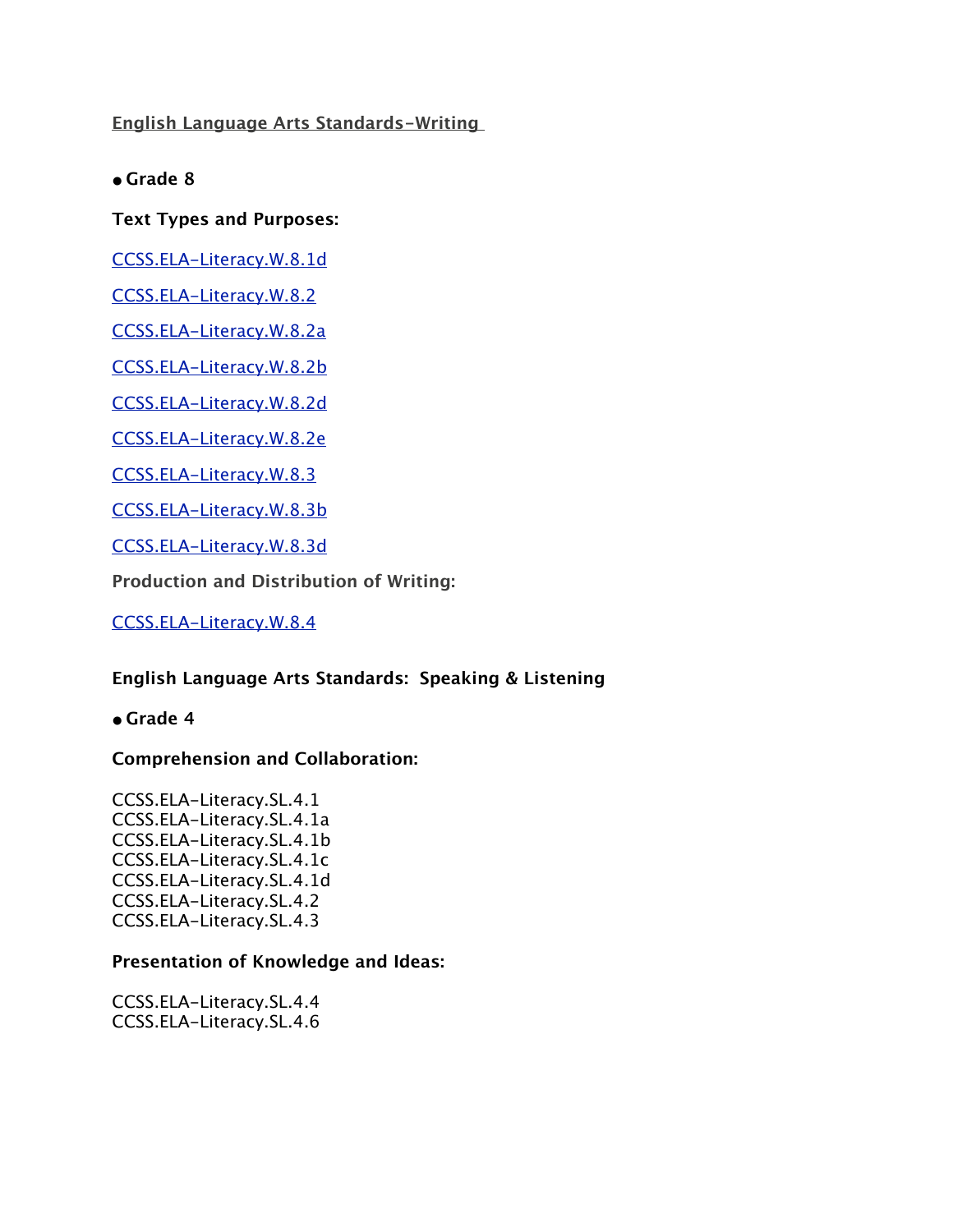**English Language Arts Standards-Writing**

- **Grade 8**

**Text Types and Purposes:**

CCSS.ELA-Literacy.W.8.1d

CCSS.ELA-Literacy.W.8.2

CCSS.ELA-Literacy.W.8.2a

CCSS.ELA-Literacy.W.8.2b

CCSS.ELA-Literacy.W.8.2d

CCSS.ELA-Literacy.W.8.2e

CCSS.ELA-Literacy.W.8.3

CCSS.ELA-Literacy.W.8.3b

CCSS.ELA-Literacy.W.8.3d

**Production and Distribution of Writing:**

CCSS.ELA-Literacy.W.8.4

**English Language Arts Standards: Speaking & Listening**

- **Grade 4**

**Comprehension and Collaboration:**

CCSS.ELA-Literacy.SL.4.1
CCSS.ELA-Literacy.SL.4.1a
CCSS.ELA-Literacy.SL.4.1b
CCSS.ELA-Literacy.SL.4.1c
CCSS.ELA-Literacy.SL.4.1d
CCSS.ELA-Literacy.SL.4.2
CCSS.ELA-Literacy.SL.4.3

**Presentation of Knowledge and Ideas:**

CCSS.ELA-Literacy.SL.4.4
CCSS.ELA-Literacy.SL.4.6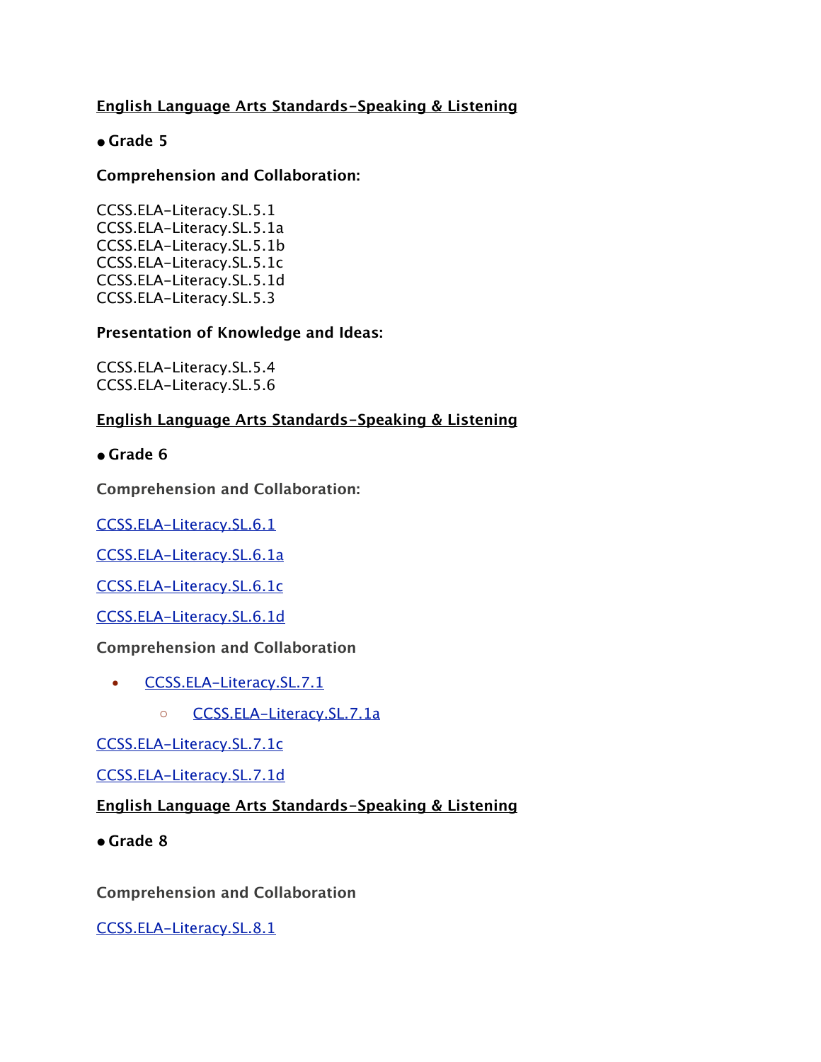**English Language Arts Standards-Speaking & Listening**

- **Grade 5**

**Comprehension and Collaboration:**

CCSS.ELA-Literacy.SL.5.1
CCSS.ELA-Literacy.SL.5.1a
CCSS.ELA-Literacy.SL.5.1b
CCSS.ELA-Literacy.SL.5.1c
CCSS.ELA-Literacy.SL.5.1d
CCSS.ELA-Literacy.SL.5.3

**Presentation of Knowledge and Ideas:**

CCSS.ELA-Literacy.SL.5.4
CCSS.ELA-Literacy.SL.5.6

**English Language Arts Standards-Speaking & Listening**

- **Grade 6**

**Comprehension and Collaboration:**

CCSS.ELA-Literacy.SL.6.1

CCSS.ELA-Literacy.SL.6.1a

CCSS.ELA-Literacy.SL.6.1c

CCSS.ELA-Literacy.SL.6.1d

**Comprehension and Collaboration**

- CCSS.ELA-Literacy.SL.7.1
  - CCSS.ELA-Literacy.SL.7.1a

CCSS.ELA-Literacy.SL.7.1c

CCSS.ELA-Literacy.SL.7.1d

**English Language Arts Standards-Speaking & Listening**

- **Grade 8**

**Comprehension and Collaboration**

CCSS.ELA-Literacy.SL.8.1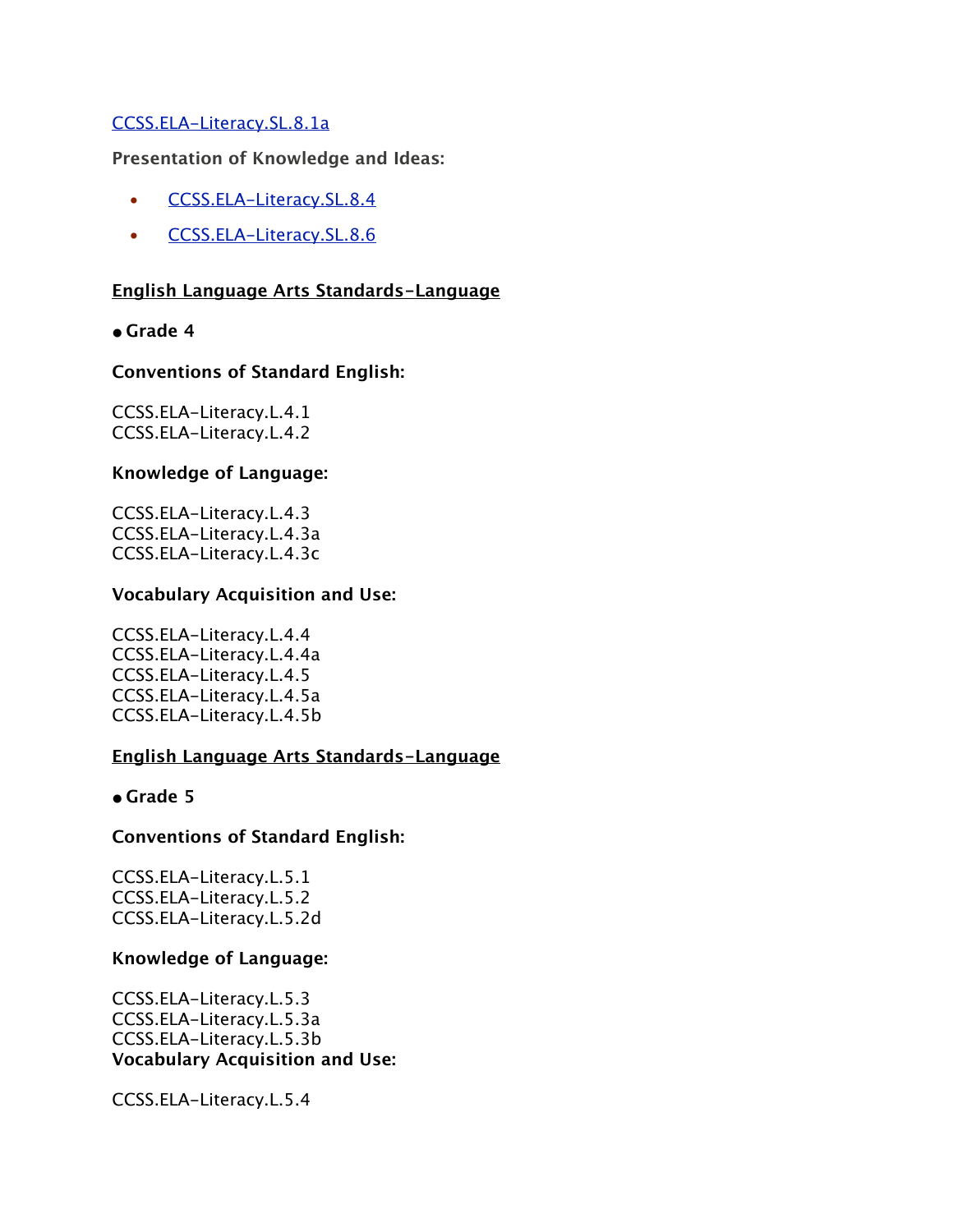[CCSS.ELA-Literacy.SL.8.1a](#)

**Presentation of Knowledge and Ideas:**

- [CCSS.ELA-Literacy.SL.8.4](#)
- [CCSS.ELA-Literacy.SL.8.6](#)

**English Language Arts Standards-Language**

- **Grade 4**

**Conventions of Standard English:**

CCSS.ELA-Literacy.L.4.1
CCSS.ELA-Literacy.L.4.2

**Knowledge of Language:**

CCSS.ELA-Literacy.L.4.3
CCSS.ELA-Literacy.L.4.3a
CCSS.ELA-Literacy.L.4.3c

**Vocabulary Acquisition and Use:**

CCSS.ELA-Literacy.L.4.4
CCSS.ELA-Literacy.L.4.4a
CCSS.ELA-Literacy.L.4.5
CCSS.ELA-Literacy.L.4.5a
CCSS.ELA-Literacy.L.4.5b

**English Language Arts Standards-Language**

- **Grade 5**

**Conventions of Standard English:**

CCSS.ELA-Literacy.L.5.1
CCSS.ELA-Literacy.L.5.2
CCSS.ELA-Literacy.L.5.2d

**Knowledge of Language:**

CCSS.ELA-Literacy.L.5.3
CCSS.ELA-Literacy.L.5.3a
CCSS.ELA-Literacy.L.5.3b

**Vocabulary Acquisition and Use:**

CCSS.ELA-Literacy.L.5.4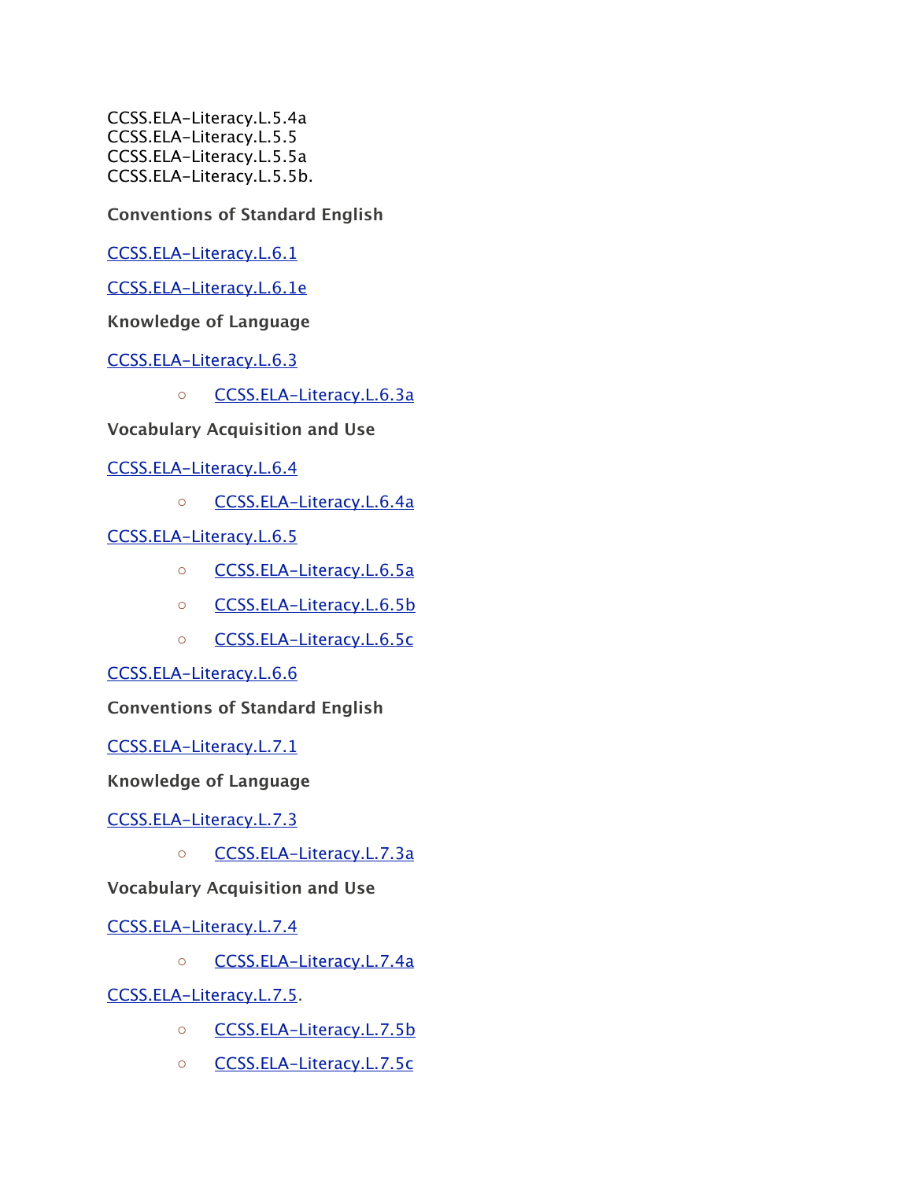CCSS.ELA-Literacy.L.5.4a
CCSS.ELA-Literacy.L.5.5
CCSS.ELA-Literacy.L.5.5a
CCSS.ELA-Literacy.L.5.5b.

**Conventions of Standard English**

CCSS.ELA-Literacy.L.6.1

CCSS.ELA-Literacy.L.6.1e

**Knowledge of Language**

CCSS.ELA-Literacy.L.6.3

- CCSS.ELA-Literacy.L.6.3a

**Vocabulary Acquisition and Use**

CCSS.ELA-Literacy.L.6.4

- CCSS.ELA-Literacy.L.6.4a

CCSS.ELA-Literacy.L.6.5

- CCSS.ELA-Literacy.L.6.5a
- CCSS.ELA-Literacy.L.6.5b
- CCSS.ELA-Literacy.L.6.5c

CCSS.ELA-Literacy.L.6.6

**Conventions of Standard English**

CCSS.ELA-Literacy.L.7.1

**Knowledge of Language**

CCSS.ELA-Literacy.L.7.3

- CCSS.ELA-Literacy.L.7.3a

**Vocabulary Acquisition and Use**

CCSS.ELA-Literacy.L.7.4

- CCSS.ELA-Literacy.L.7.4a

CCSS.ELA-Literacy.L.7.5.

- CCSS.ELA-Literacy.L.7.5b
- CCSS.ELA-Literacy.L.7.5c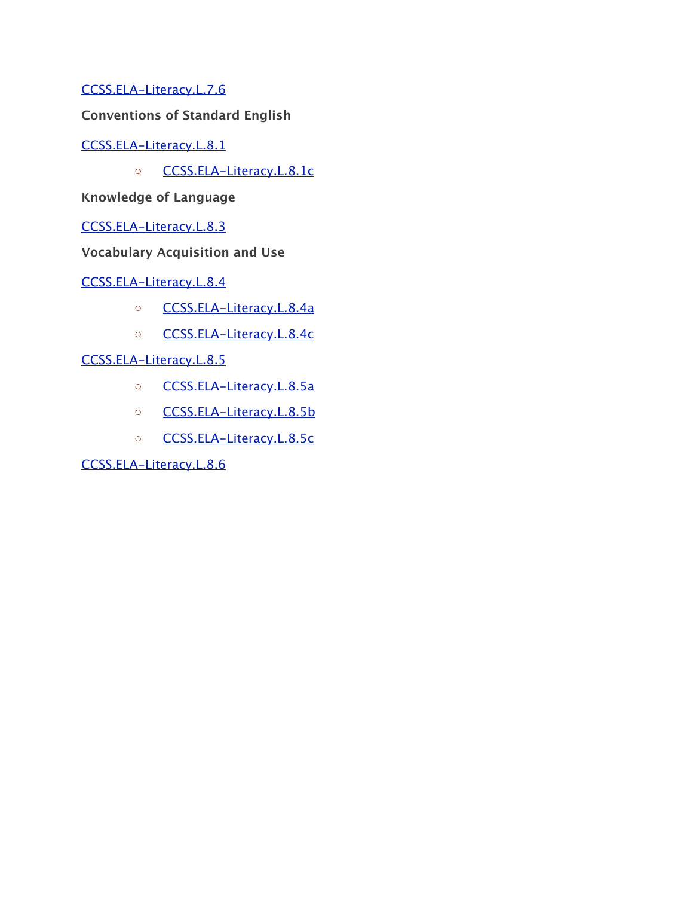CCSS.ELA-Literacy.L.7.6

**Conventions of Standard English**

CCSS.ELA-Literacy.L.8.1

- CCSS.ELA-Literacy.L.8.1c

**Knowledge of Language**

CCSS.ELA-Literacy.L.8.3

**Vocabulary Acquisition and Use**

CCSS.ELA-Literacy.L.8.4

- CCSS.ELA-Literacy.L.8.4a
- CCSS.ELA-Literacy.L.8.4c

CCSS.ELA-Literacy.L.8.5

- CCSS.ELA-Literacy.L.8.5a
- CCSS.ELA-Literacy.L.8.5b
- CCSS.ELA-Literacy.L.8.5c

CCSS.ELA-Literacy.L.8.6